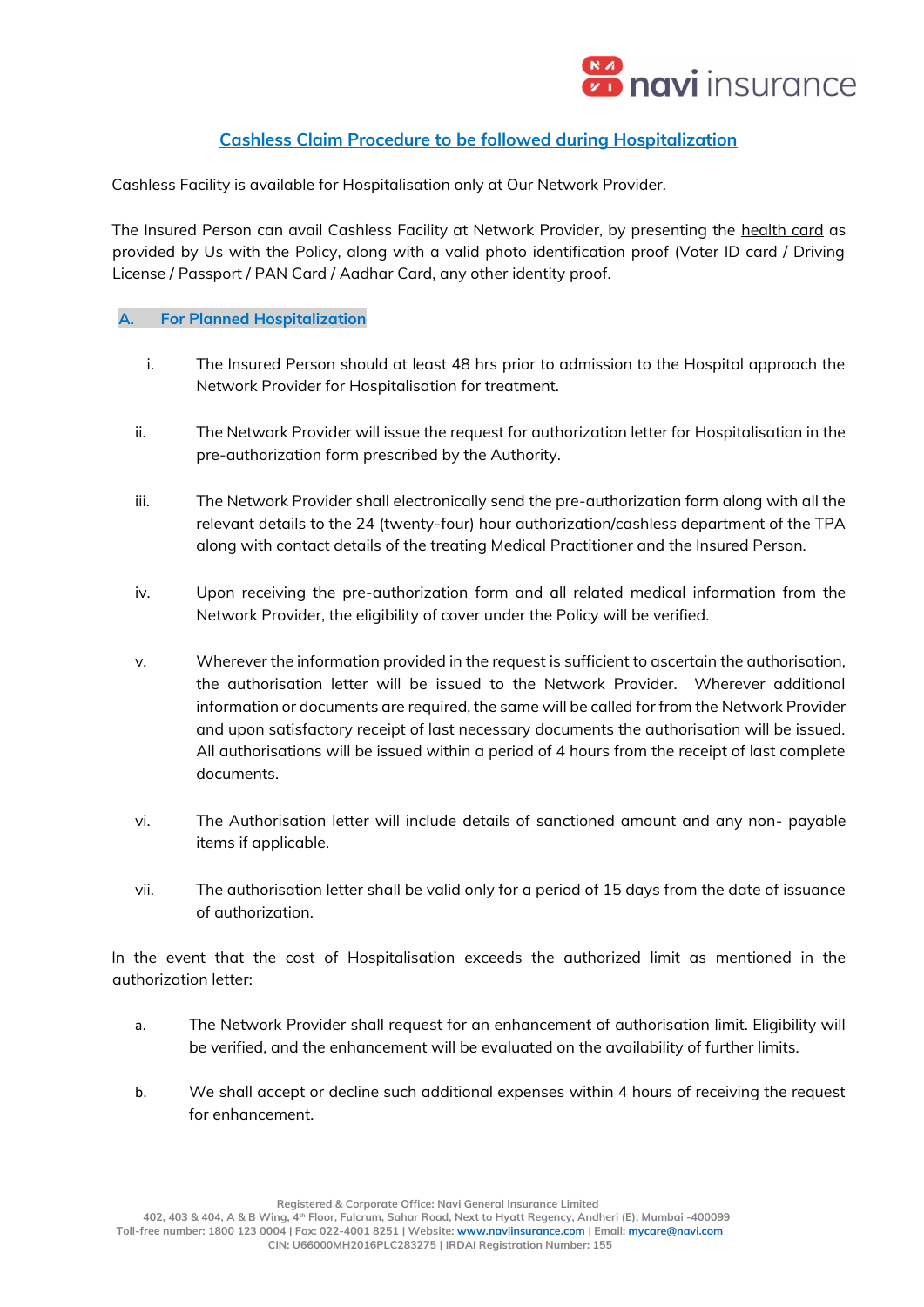## Cashless Claim Procedure to be followed during Hospitalization

Cashless Facility is available for Hospitalisation only at Our Network Provider.

The Insured Person can avail Cashless Facility at Network Provider, by presenting the health card as provided by Us with the Policy, along with a valid photo identification proof (Voter ID card / Driving License / Passport / PAN Card / Aadhar Card, any other identity proof.

### A. For Planned Hospitalization

i. The Insured Person should at least 48 hrs prior to admission to the Hospital approach the Network Provider for Hospitalisation for treatment.

ii. The Network Provider will issue the request for authorization letter for Hospitalisation in the pre-authorization form prescribed by the Authority.

iii. The Network Provider shall electronically send the pre-authorization form along with all the relevant details to the 24 (twenty-four) hour authorization/cashless department of the TPA along with contact details of the treating Medical Practitioner and the Insured Person.

iv. Upon receiving the pre-authorization form and all related medical information from the Network Provider, the eligibility of cover under the Policy will be verified.

v. Wherever the information provided in the request is sufficient to ascertain the authorisation, the authorisation letter will be issued to the Network Provider. Wherever additional information or documents are required, the same will be called for from the Network Provider and upon satisfactory receipt of last necessary documents the authorisation will be issued. All authorisations will be issued within a period of 4 hours from the receipt of last complete documents.

vi. The Authorisation letter will include details of sanctioned amount and any non- payable items if applicable.

vii. The authorisation letter shall be valid only for a period of 15 days from the date of issuance of authorization.

In the event that the cost of Hospitalisation exceeds the authorized limit as mentioned in the authorization letter:

a. The Network Provider shall request for an enhancement of authorisation limit. Eligibility will be verified, and the enhancement will be evaluated on the availability of further limits.

b. We shall accept or decline such additional expenses within 4 hours of receiving the request for enhancement.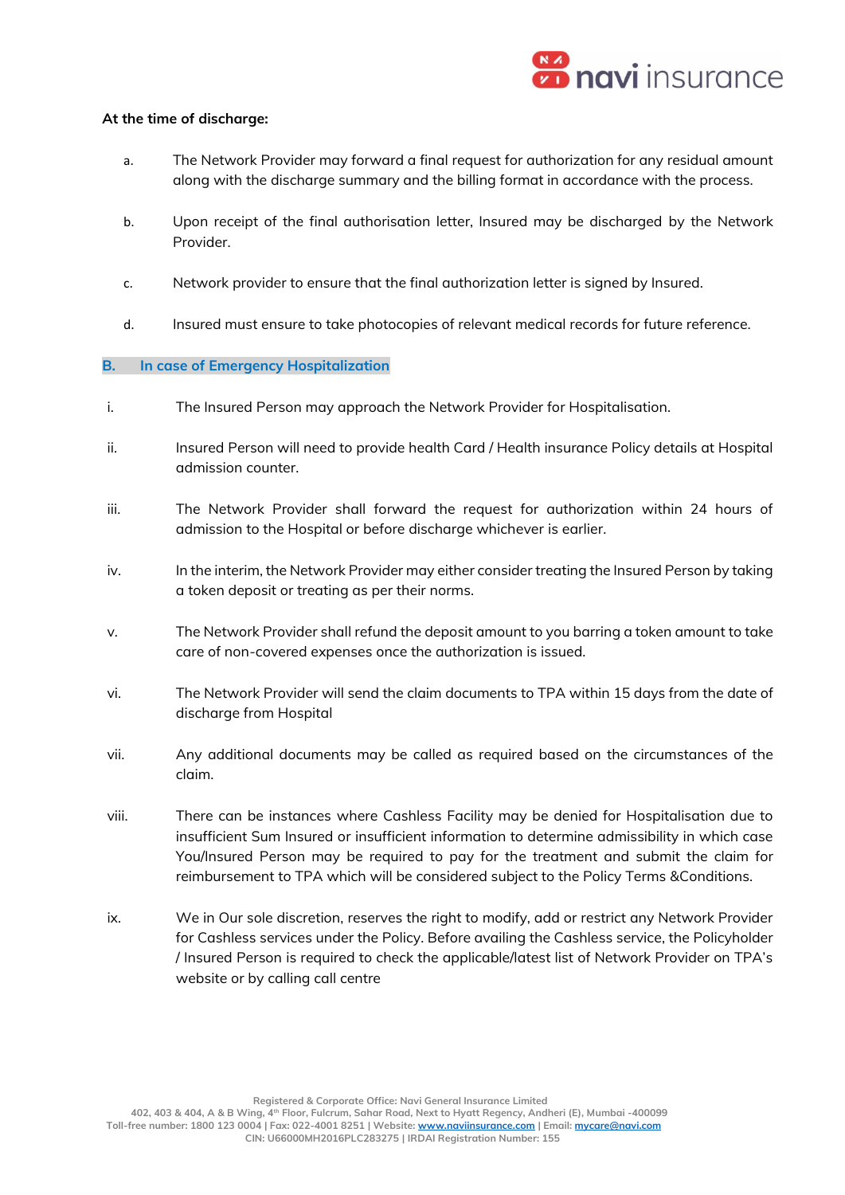**At the time of discharge:**

a. The Network Provider may forward a final request for authorization for any residual amount along with the discharge summary and the billing format in accordance with the process.

b. Upon receipt of the final authorisation letter, Insured may be discharged by the Network Provider.

c. Network provider to ensure that the final authorization letter is signed by Insured.

d. Insured must ensure to take photocopies of relevant medical records for future reference.

## B. In case of Emergency Hospitalization

i. The Insured Person may approach the Network Provider for Hospitalisation.

ii. Insured Person will need to provide health Card / Health insurance Policy details at Hospital admission counter.

iii. The Network Provider shall forward the request for authorization within 24 hours of admission to the Hospital or before discharge whichever is earlier.

iv. In the interim, the Network Provider may either consider treating the Insured Person by taking a token deposit or treating as per their norms.

v. The Network Provider shall refund the deposit amount to you barring a token amount to take care of non-covered expenses once the authorization is issued.

vi. The Network Provider will send the claim documents to TPA within 15 days from the date of discharge from Hospital

vii. Any additional documents may be called as required based on the circumstances of the claim.

viii. There can be instances where Cashless Facility may be denied for Hospitalisation due to insufficient Sum Insured or insufficient information to determine admissibility in which case You/Insured Person may be required to pay for the treatment and submit the claim for reimbursement to TPA which will be considered subject to the Policy Terms &Conditions.

ix. We in Our sole discretion, reserves the right to modify, add or restrict any Network Provider for Cashless services under the Policy. Before availing the Cashless service, the Policyholder / Insured Person is required to check the applicable/latest list of Network Provider on TPA's website or by calling call centre